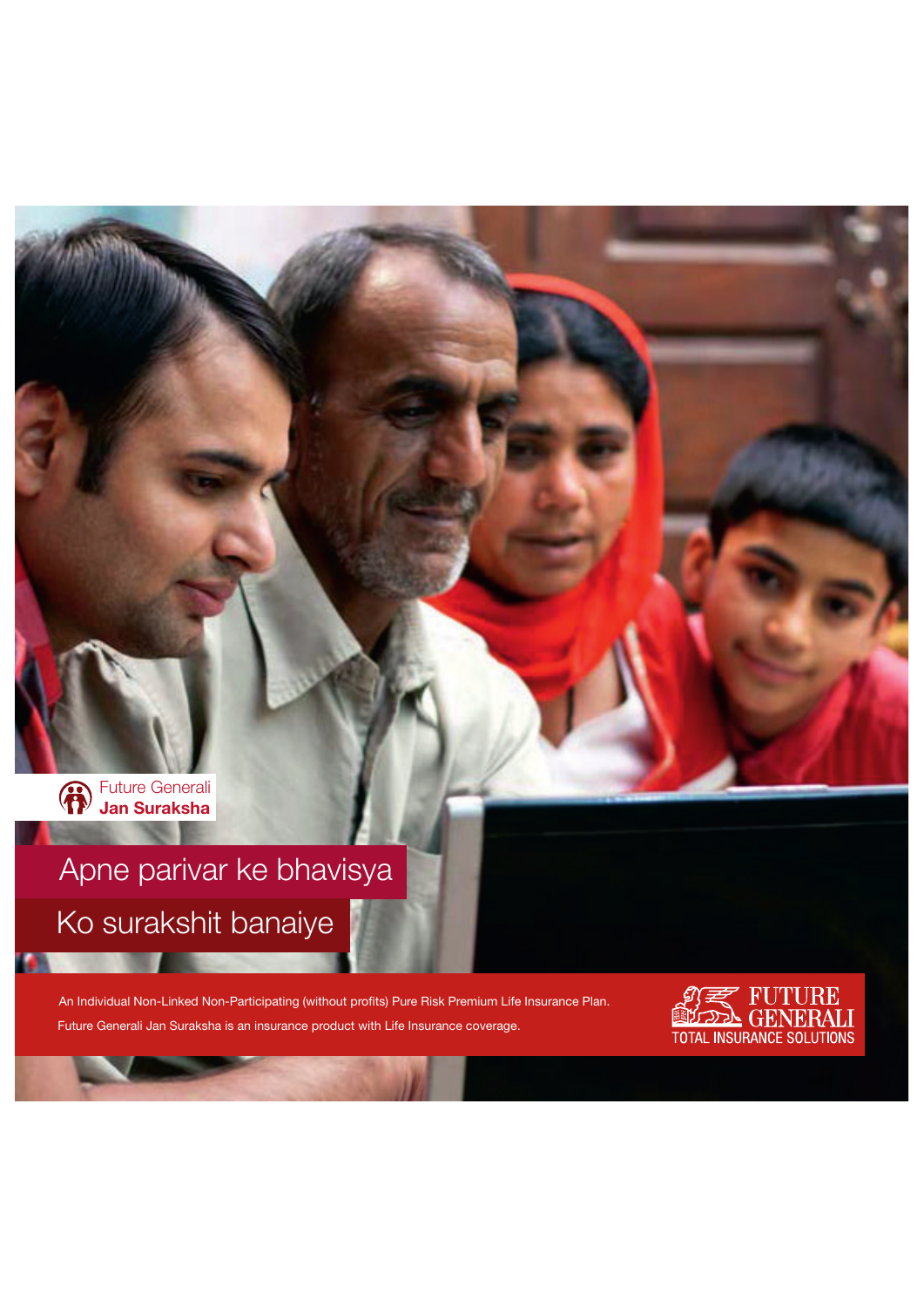Future Generali
**Jan Suraksha**

# Apne parivar ke bhavisya
# Ko surakshit banaiye

An Individual Non-Linked Non-Participating (without profits) Pure Risk Premium Life Insurance Plan.

Future Generali Jan Suraksha is an insurance product with Life Insurance coverage.

FUTURE GENERALI
TOTAL INSURANCE SOLUTIONS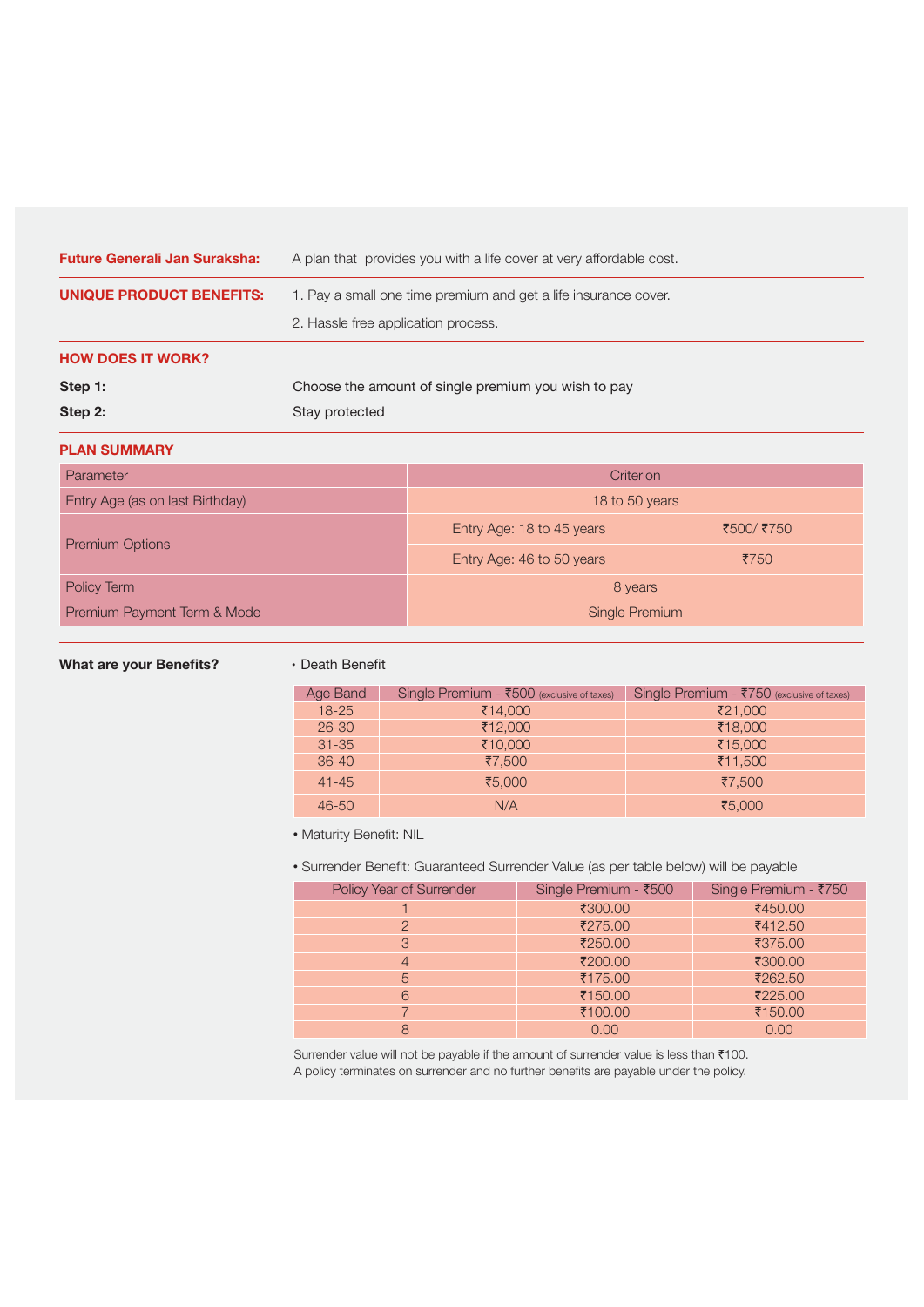**Future Generali Jan Suraksha:** A plan that provides you with a life cover at very affordable cost.

**UNIQUE PRODUCT BENEFITS:**

1. Pay a small one time premium and get a life insurance cover.
2. Hassle free application process.

## HOW DOES IT WORK?

**Step 1:** Choose the amount of single premium you wish to pay

**Step 2:** Stay protected

## PLAN SUMMARY

| Parameter | Criterion | |
|---|---|---|
| Entry Age (as on last Birthday) | 18 to 50 years | |
| Premium Options | Entry Age: 18 to 45 years | ₹500/ ₹750 |
| | Entry Age: 46 to 50 years | ₹750 |
| Policy Term | 8 years | |
| Premium Payment Term & Mode | Single Premium | |

**What are your Benefits?**

• Death Benefit

| Age Band | Single Premium - ₹500 (exclusive of taxes) | Single Premium - ₹750 (exclusive of taxes) |
|---|---|---|
| 18-25 | ₹14,000 | ₹21,000 |
| 26-30 | ₹12,000 | ₹18,000 |
| 31-35 | ₹10,000 | ₹15,000 |
| 36-40 | ₹7,500 | ₹11,500 |
| 41-45 | ₹5,000 | ₹7,500 |
| 46-50 | N/A | ₹5,000 |

• Maturity Benefit: NIL

• Surrender Benefit: Guaranteed Surrender Value (as per table below) will be payable

| Policy Year of Surrender | Single Premium - ₹500 | Single Premium - ₹750 |
|---|---|---|
| 1 | ₹300.00 | ₹450.00 |
| 2 | ₹275.00 | ₹412.50 |
| 3 | ₹250.00 | ₹375.00 |
| 4 | ₹200.00 | ₹300.00 |
| 5 | ₹175.00 | ₹262.50 |
| 6 | ₹150.00 | ₹225.00 |
| 7 | ₹100.00 | ₹150.00 |
| 8 | 0.00 | 0.00 |

Surrender value will not be payable if the amount of surrender value is less than ₹100.
A policy terminates on surrender and no further benefits are payable under the policy.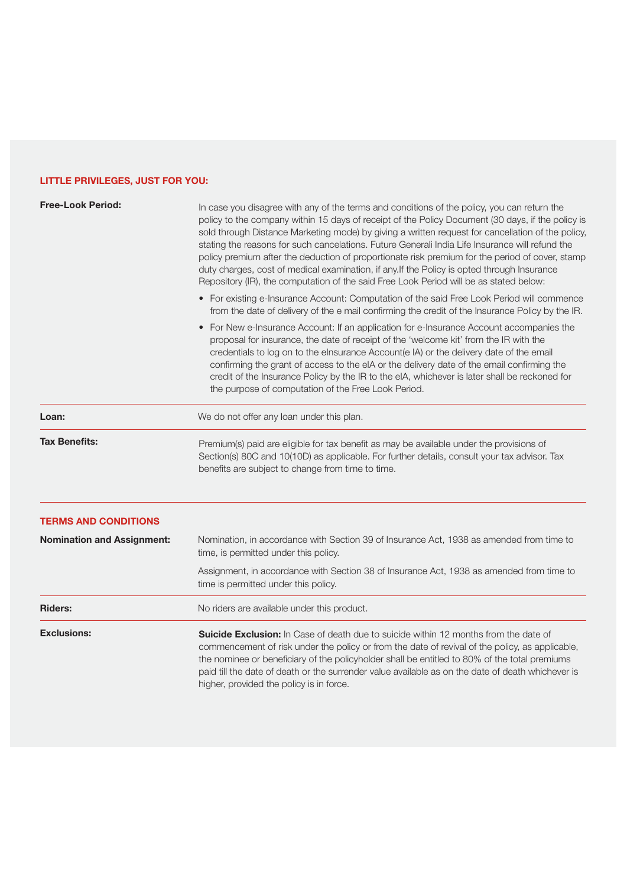## LITTLE PRIVILEGES, JUST FOR YOU:

**Free-Look Period:**

In case you disagree with any of the terms and conditions of the policy, you can return the policy to the company within 15 days of receipt of the Policy Document (30 days, if the policy is sold through Distance Marketing mode) by giving a written request for cancellation of the policy, stating the reasons for such cancelations. Future Generali India Life Insurance will refund the policy premium after the deduction of proportionate risk premium for the period of cover, stamp duty charges, cost of medical examination, if any.If the Policy is opted through Insurance Repository (IR), the computation of the said Free Look Period will be as stated below:

- For existing e-Insurance Account: Computation of the said Free Look Period will commence from the date of delivery of the e mail confirming the credit of the Insurance Policy by the IR.
- For New e-Insurance Account: If an application for e-Insurance Account accompanies the proposal for insurance, the date of receipt of the 'welcome kit' from the IR with the credentials to log on to the eInsurance Account(e IA) or the delivery date of the email confirming the grant of access to the eIA or the delivery date of the email confirming the credit of the Insurance Policy by the IR to the eIA, whichever is later shall be reckoned for the purpose of computation of the Free Look Period.

**Loan:**

We do not offer any loan under this plan.

**Tax Benefits:**

Premium(s) paid are eligible for tax benefit as may be available under the provisions of Section(s) 80C and 10(10D) as applicable. For further details, consult your tax advisor. Tax benefits are subject to change from time to time.

## TERMS AND CONDITIONS

**Nomination and Assignment:**

Nomination, in accordance with Section 39 of Insurance Act, 1938 as amended from time to time, is permitted under this policy.

Assignment, in accordance with Section 38 of Insurance Act, 1938 as amended from time to time is permitted under this policy.

**Riders:**

No riders are available under this product.

**Exclusions:**

**Suicide Exclusion:** In Case of death due to suicide within 12 months from the date of commencement of risk under the policy or from the date of revival of the policy, as applicable, the nominee or beneficiary of the policyholder shall be entitled to 80% of the total premiums paid till the date of death or the surrender value available as on the date of death whichever is higher, provided the policy is in force.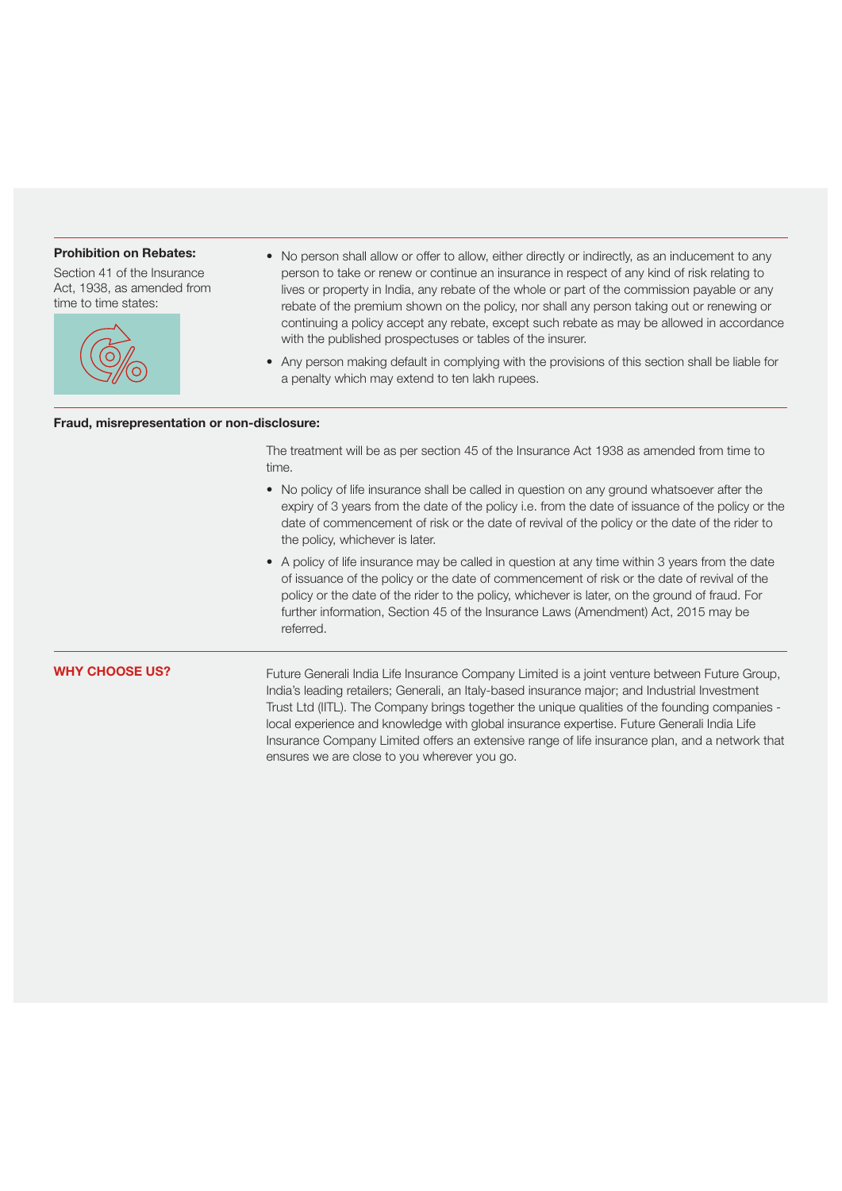**Prohibition on Rebates:**

Section 41 of the Insurance Act, 1938, as amended from time to time states:

- No person shall allow or offer to allow, either directly or indirectly, as an inducement to any person to take or renew or continue an insurance in respect of any kind of risk relating to lives or property in India, any rebate of the whole or part of the commission payable or any rebate of the premium shown on the policy, nor shall any person taking out or renewing or continuing a policy accept any rebate, except such rebate as may be allowed in accordance with the published prospectuses or tables of the insurer.
- Any person making default in complying with the provisions of this section shall be liable for a penalty which may extend to ten lakh rupees.

**Fraud, misrepresentation or non-disclosure:**

The treatment will be as per section 45 of the Insurance Act 1938 as amended from time to time.

- No policy of life insurance shall be called in question on any ground whatsoever after the expiry of 3 years from the date of the policy i.e. from the date of issuance of the policy or the date of commencement of risk or the date of revival of the policy or the date of the rider to the policy, whichever is later.
- A policy of life insurance may be called in question at any time within 3 years from the date of issuance of the policy or the date of commencement of risk or the date of revival of the policy or the date of the rider to the policy, whichever is later, on the ground of fraud. For further information, Section 45 of the Insurance Laws (Amendment) Act, 2015 may be referred.

## WHY CHOOSE US?

Future Generali India Life Insurance Company Limited is a joint venture between Future Group, India's leading retailers; Generali, an Italy-based insurance major; and Industrial Investment Trust Ltd (IITL). The Company brings together the unique qualities of the founding companies - local experience and knowledge with global insurance expertise. Future Generali India Life Insurance Company Limited offers an extensive range of life insurance plan, and a network that ensures we are close to you wherever you go.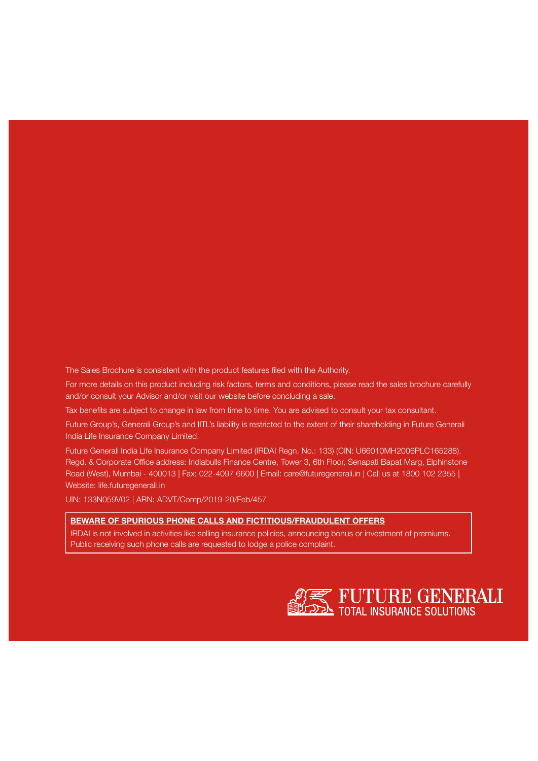The Sales Brochure is consistent with the product features filed with the Authority.

For more details on this product including risk factors, terms and conditions, please read the sales brochure carefully and/or consult your Advisor and/or visit our website before concluding a sale.

Tax benefits are subject to change in law from time to time. You are advised to consult your tax consultant.

Future Group's, Generali Group's and IITL's liability is restricted to the extent of their shareholding in Future Generali India Life Insurance Company Limited.

Future Generali India Life Insurance Company Limited (IRDAI Regn. No.: 133) (CIN: U66010MH2006PLC165288). Regd. & Corporate Office address: Indiabulls Finance Centre, Tower 3, 6th Floor, Senapati Bapat Marg, Elphinstone Road (West), Mumbai - 400013 | Fax: 022-4097 6600 | Email: care@futuregenerali.in | Call us at 1800 102 2355 | Website: life.futuregenerali.in

UIN: 133N059V02 | ARN: ADVT/Comp/2019-20/Feb/457

**BEWARE OF SPURIOUS PHONE CALLS AND FICTITIOUS/FRAUDULENT OFFERS**

IRDAI is not involved in activities like selling insurance policies, announcing bonus or investment of premiums. Public receiving such phone calls are requested to lodge a police complaint.

FUTURE GENERALI
TOTAL INSURANCE SOLUTIONS